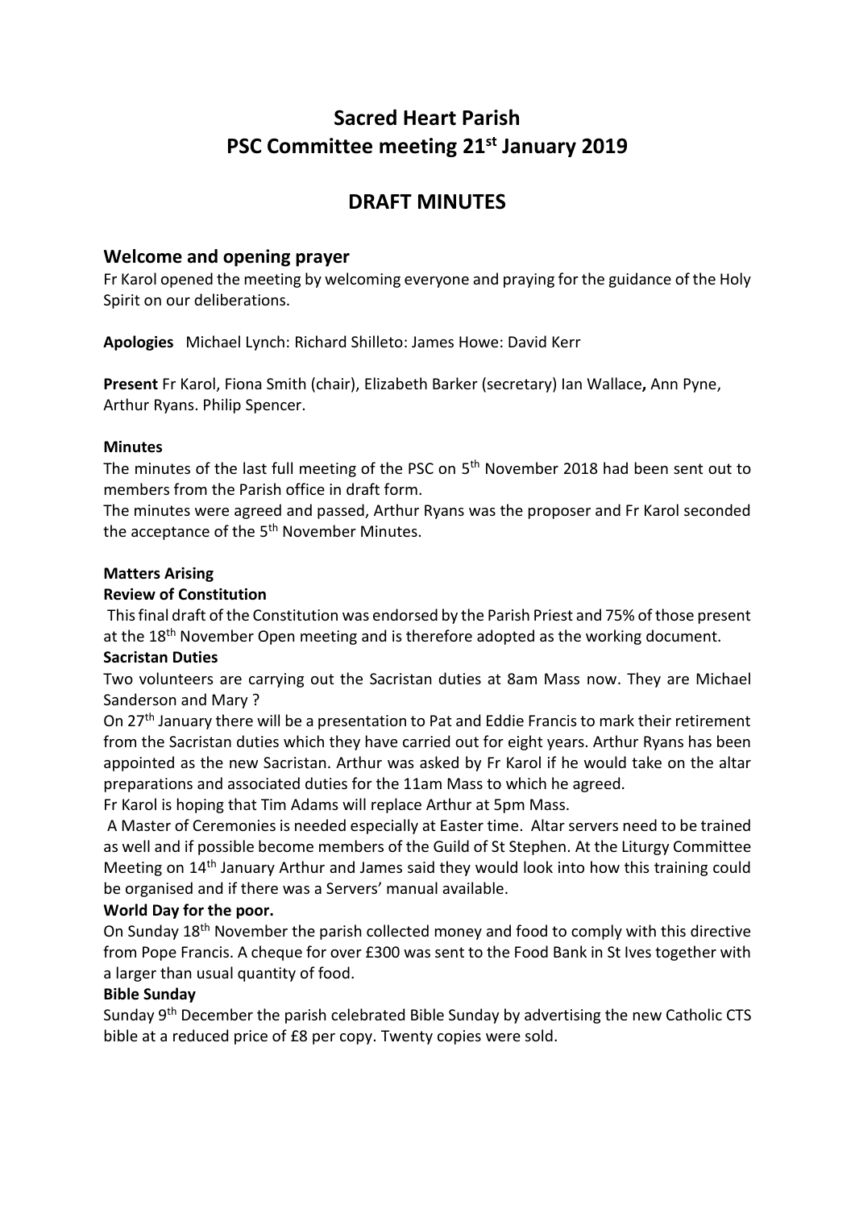# Sacred Heart Parish
# PSC Committee meeting 21st January 2019

## DRAFT MINUTES

### Welcome and opening prayer

Fr Karol opened the meeting by welcoming everyone and praying for the guidance of the Holy Spirit on our deliberations.

**Apologies** Michael Lynch: Richard Shilleto: James Howe: David Kerr

**Present** Fr Karol, Fiona Smith (chair), Elizabeth Barker (secretary) Ian Wallace**,** Ann Pyne, Arthur Ryans. Philip Spencer.

**Minutes**

The minutes of the last full meeting of the PSC on 5th November 2018 had been sent out to members from the Parish office in draft form.

The minutes were agreed and passed, Arthur Ryans was the proposer and Fr Karol seconded the acceptance of the 5th November Minutes.

**Matters Arising**

**Review of Constitution**

This final draft of the Constitution was endorsed by the Parish Priest and 75% of those present at the 18th November Open meeting and is therefore adopted as the working document.

**Sacristan Duties**

Two volunteers are carrying out the Sacristan duties at 8am Mass now. They are Michael Sanderson and Mary ?

On 27th January there will be a presentation to Pat and Eddie Francis to mark their retirement from the Sacristan duties which they have carried out for eight years. Arthur Ryans has been appointed as the new Sacristan. Arthur was asked by Fr Karol if he would take on the altar preparations and associated duties for the 11am Mass to which he agreed.

Fr Karol is hoping that Tim Adams will replace Arthur at 5pm Mass.

A Master of Ceremonies is needed especially at Easter time. Altar servers need to be trained as well and if possible become members of the Guild of St Stephen. At the Liturgy Committee Meeting on 14th January Arthur and James said they would look into how this training could be organised and if there was a Servers' manual available.

**World Day for the poor.**

On Sunday 18th November the parish collected money and food to comply with this directive from Pope Francis. A cheque for over £300 was sent to the Food Bank in St Ives together with a larger than usual quantity of food.

**Bible Sunday**

Sunday 9th December the parish celebrated Bible Sunday by advertising the new Catholic CTS bible at a reduced price of £8 per copy. Twenty copies were sold.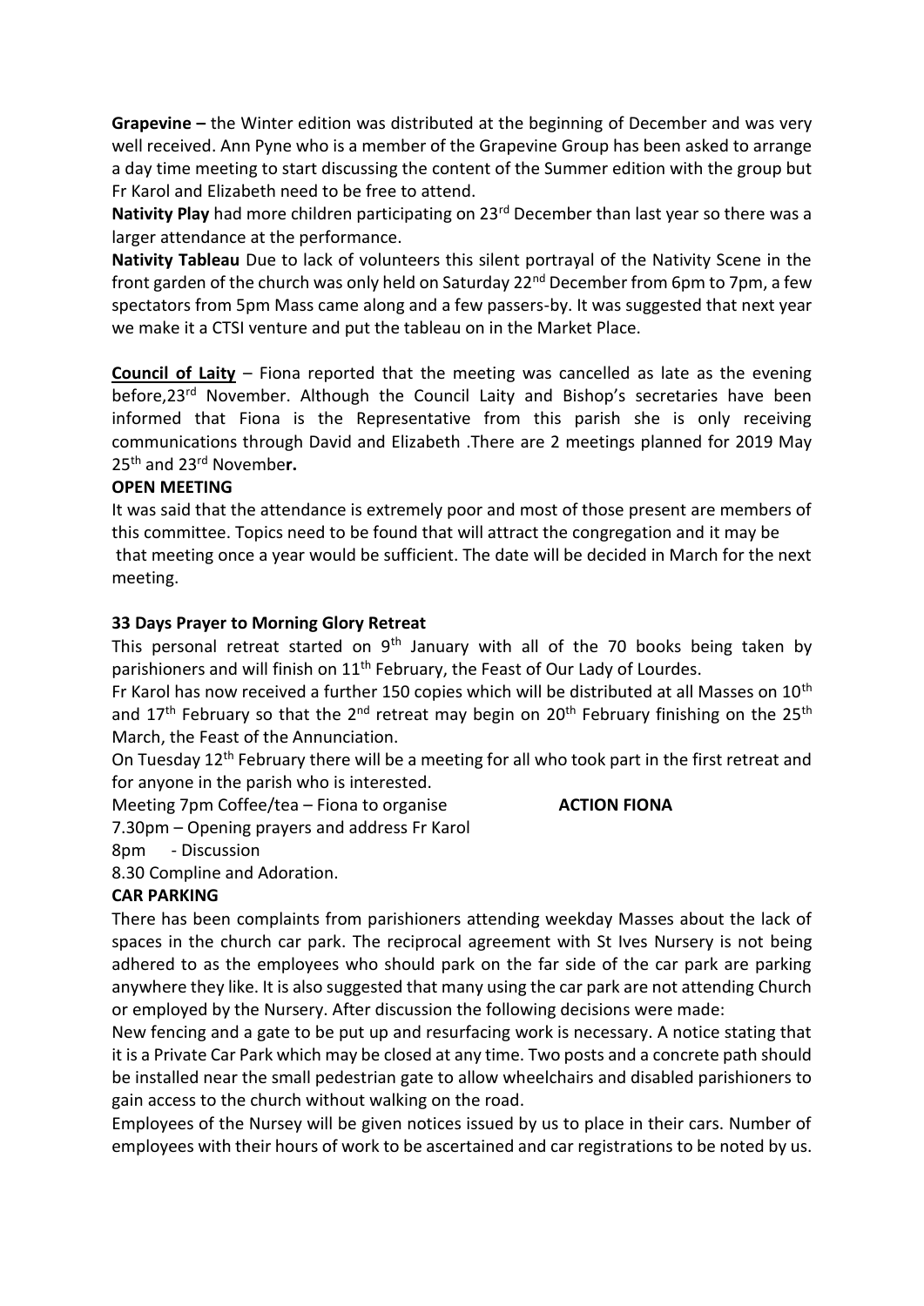**Grapevine –** the Winter edition was distributed at the beginning of December and was very well received. Ann Pyne who is a member of the Grapevine Group has been asked to arrange a day time meeting to start discussing the content of the Summer edition with the group but Fr Karol and Elizabeth need to be free to attend.

**Nativity Play** had more children participating on 23rd December than last year so there was a larger attendance at the performance.

**Nativity Tableau** Due to lack of volunteers this silent portrayal of the Nativity Scene in the front garden of the church was only held on Saturday 22nd December from 6pm to 7pm, a few spectators from 5pm Mass came along and a few passers-by. It was suggested that next year we make it a CTSI venture and put the tableau on in the Market Place.

**Council of Laity** – Fiona reported that the meeting was cancelled as late as the evening before,23rd November. Although the Council Laity and Bishop's secretaries have been informed that Fiona is the Representative from this parish she is only receiving communications through David and Elizabeth .There are 2 meetings planned for 2019 May 25th and 23rd November**.**

**OPEN MEETING**

It was said that the attendance is extremely poor and most of those present are members of this committee. Topics need to be found that will attract the congregation and it may be that meeting once a year would be sufficient. The date will be decided in March for the next meeting.

**33 Days Prayer to Morning Glory Retreat**

This personal retreat started on 9th January with all of the 70 books being taken by parishioners and will finish on 11th February, the Feast of Our Lady of Lourdes.

Fr Karol has now received a further 150 copies which will be distributed at all Masses on 10th and 17th February so that the 2nd retreat may begin on 20th February finishing on the 25th March, the Feast of the Annunciation.

On Tuesday 12th February there will be a meeting for all who took part in the first retreat and for anyone in the parish who is interested.

Meeting 7pm Coffee/tea – Fiona to organise **ACTION FIONA**

7.30pm – Opening prayers and address Fr Karol

8pm - Discussion

8.30 Compline and Adoration.

**CAR PARKING**

There has been complaints from parishioners attending weekday Masses about the lack of spaces in the church car park. The reciprocal agreement with St Ives Nursery is not being adhered to as the employees who should park on the far side of the car park are parking anywhere they like. It is also suggested that many using the car park are not attending Church or employed by the Nursery. After discussion the following decisions were made:

New fencing and a gate to be put up and resurfacing work is necessary. A notice stating that it is a Private Car Park which may be closed at any time. Two posts and a concrete path should be installed near the small pedestrian gate to allow wheelchairs and disabled parishioners to gain access to the church without walking on the road.

Employees of the Nursey will be given notices issued by us to place in their cars. Number of employees with their hours of work to be ascertained and car registrations to be noted by us.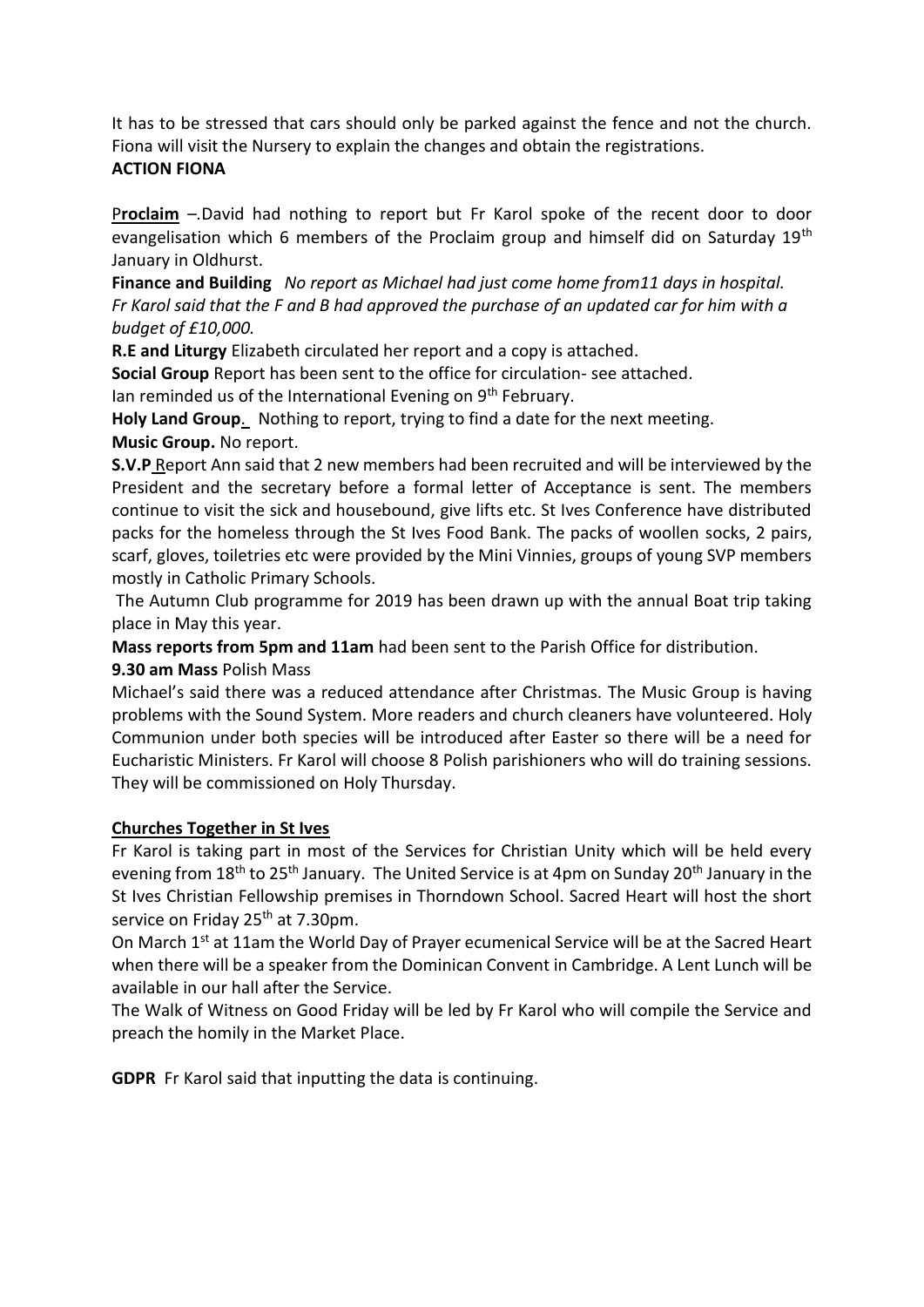It has to be stressed that cars should only be parked against the fence and not the church. Fiona will visit the Nursery to explain the changes and obtain the registrations.
**ACTION FIONA**

**Proclaim** –.David had nothing to report but Fr Karol spoke of the recent door to door evangelisation which 6 members of the Proclaim group and himself did on Saturday 19th January in Oldhurst.

**Finance and Building** *No report as Michael had just come home from11 days in hospital. Fr Karol said that the F and B had approved the purchase of an updated car for him with a budget of £10,000.*

**R.E and Liturgy** Elizabeth circulated her report and a copy is attached.

**Social Group** Report has been sent to the office for circulation- see attached.
Ian reminded us of the International Evening on 9th February.

**Holy Land Group**. Nothing to report, trying to find a date for the next meeting.

**Music Group.** No report.

**S.V.P** Report Ann said that 2 new members had been recruited and will be interviewed by the President and the secretary before a formal letter of Acceptance is sent. The members continue to visit the sick and housebound, give lifts etc. St Ives Conference have distributed packs for the homeless through the St Ives Food Bank. The packs of woollen socks, 2 pairs, scarf, gloves, toiletries etc were provided by the Mini Vinnies, groups of young SVP members mostly in Catholic Primary Schools.

The Autumn Club programme for 2019 has been drawn up with the annual Boat trip taking place in May this year.

**Mass reports from 5pm and 11am** had been sent to the Parish Office for distribution.

**9.30 am Mass** Polish Mass
Michael's said there was a reduced attendance after Christmas. The Music Group is having problems with the Sound System. More readers and church cleaners have volunteered. Holy Communion under both species will be introduced after Easter so there will be a need for Eucharistic Ministers. Fr Karol will choose 8 Polish parishioners who will do training sessions. They will be commissioned on Holy Thursday.

**Churches Together in St Ives**

Fr Karol is taking part in most of the Services for Christian Unity which will be held every evening from 18th to 25th January. The United Service is at 4pm on Sunday 20th January in the St Ives Christian Fellowship premises in Thorndown School. Sacred Heart will host the short service on Friday 25th at 7.30pm.

On March 1st at 11am the World Day of Prayer ecumenical Service will be at the Sacred Heart when there will be a speaker from the Dominican Convent in Cambridge. A Lent Lunch will be available in our hall after the Service.

The Walk of Witness on Good Friday will be led by Fr Karol who will compile the Service and preach the homily in the Market Place.

**GDPR** Fr Karol said that inputting the data is continuing.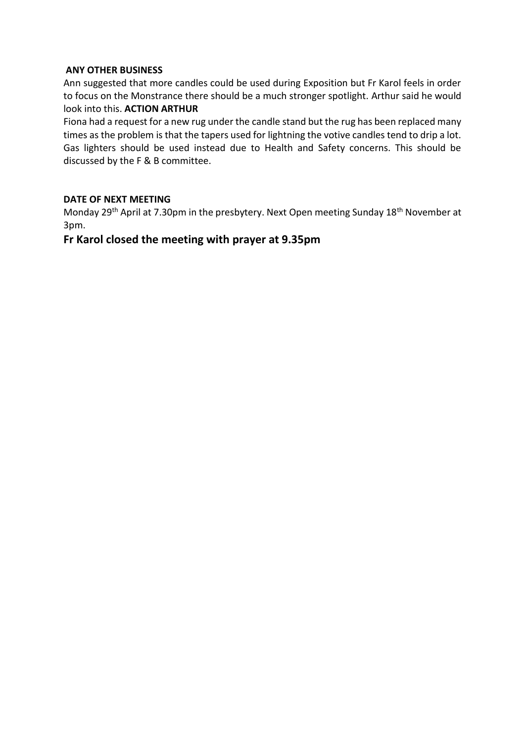**ANY OTHER BUSINESS**

Ann suggested that more candles could be used during Exposition but Fr Karol feels in order to focus on the Monstrance there should be a much stronger spotlight. Arthur said he would look into this. **ACTION ARTHUR**

Fiona had a request for a new rug under the candle stand but the rug has been replaced many times as the problem is that the tapers used for lightning the votive candles tend to drip a lot. Gas lighters should be used instead due to Health and Safety concerns. This should be discussed by the F & B committee.

**DATE OF NEXT MEETING**

Monday 29th April at 7.30pm in the presbytery. Next Open meeting Sunday 18th November at 3pm.

**Fr Karol closed the meeting with prayer at 9.35pm**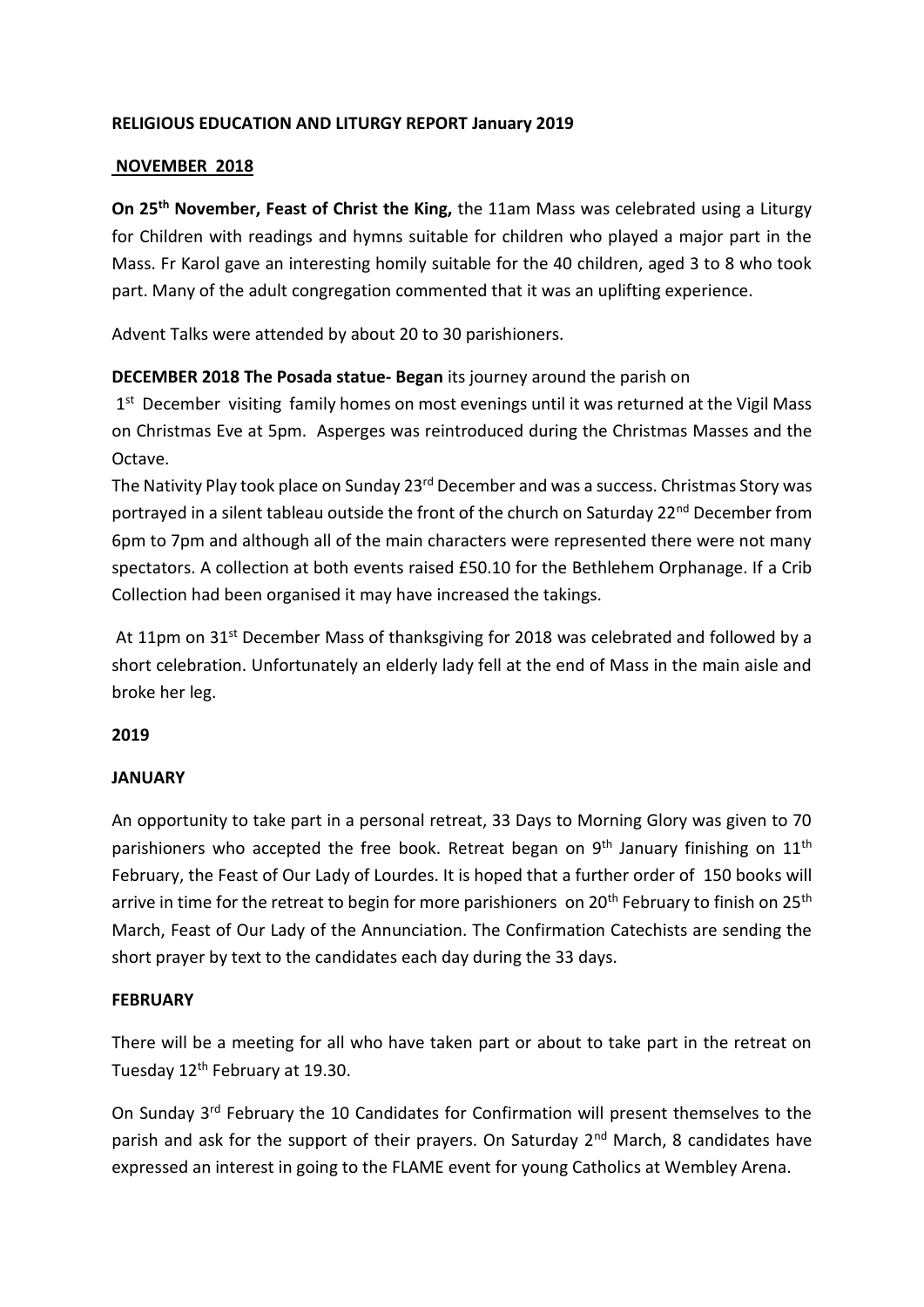**RELIGIOUS EDUCATION AND LITURGY REPORT January 2019**

**NOVEMBER 2018**

**On 25th November, Feast of Christ the King,** the 11am Mass was celebrated using a Liturgy for Children with readings and hymns suitable for children who played a major part in the Mass. Fr Karol gave an interesting homily suitable for the 40 children, aged 3 to 8 who took part. Many of the adult congregation commented that it was an uplifting experience.

Advent Talks were attended by about 20 to 30 parishioners.

**DECEMBER 2018 The Posada statue- Began** its journey around the parish on 1st December visiting family homes on most evenings until it was returned at the Vigil Mass on Christmas Eve at 5pm. Asperges was reintroduced during the Christmas Masses and the Octave.

The Nativity Play took place on Sunday 23rd December and was a success. Christmas Story was portrayed in a silent tableau outside the front of the church on Saturday 22nd December from 6pm to 7pm and although all of the main characters were represented there were not many spectators. A collection at both events raised £50.10 for the Bethlehem Orphanage. If a Crib Collection had been organised it may have increased the takings.

At 11pm on 31st December Mass of thanksgiving for 2018 was celebrated and followed by a short celebration. Unfortunately an elderly lady fell at the end of Mass in the main aisle and broke her leg.

**2019**

**JANUARY**

An opportunity to take part in a personal retreat, 33 Days to Morning Glory was given to 70 parishioners who accepted the free book. Retreat began on 9th January finishing on 11th February, the Feast of Our Lady of Lourdes. It is hoped that a further order of 150 books will arrive in time for the retreat to begin for more parishioners on 20th February to finish on 25th March, Feast of Our Lady of the Annunciation. The Confirmation Catechists are sending the short prayer by text to the candidates each day during the 33 days.

**FEBRUARY**

There will be a meeting for all who have taken part or about to take part in the retreat on Tuesday 12th February at 19.30.

On Sunday 3rd February the 10 Candidates for Confirmation will present themselves to the parish and ask for the support of their prayers. On Saturday 2nd March, 8 candidates have expressed an interest in going to the FLAME event for young Catholics at Wembley Arena.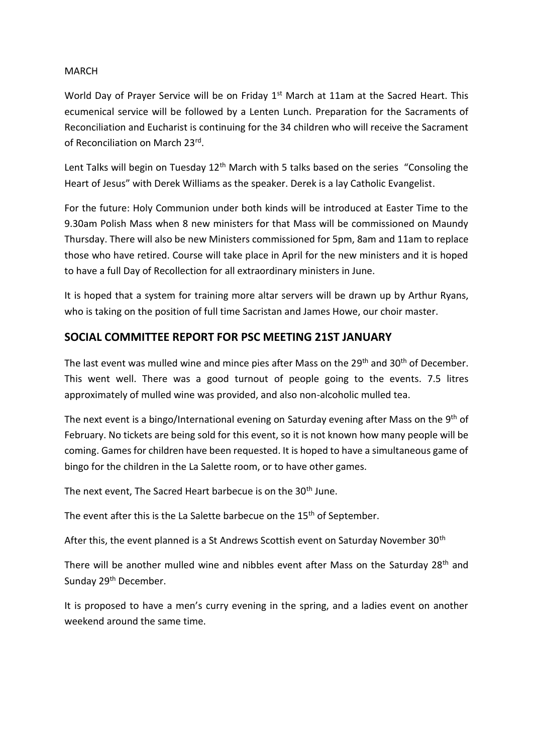MARCH

World Day of Prayer Service will be on Friday 1st March at 11am at the Sacred Heart. This ecumenical service will be followed by a Lenten Lunch. Preparation for the Sacraments of Reconciliation and Eucharist is continuing for the 34 children who will receive the Sacrament of Reconciliation on March 23rd.

Lent Talks will begin on Tuesday 12th March with 5 talks based on the series "Consoling the Heart of Jesus" with Derek Williams as the speaker. Derek is a lay Catholic Evangelist.

For the future: Holy Communion under both kinds will be introduced at Easter Time to the 9.30am Polish Mass when 8 new ministers for that Mass will be commissioned on Maundy Thursday. There will also be new Ministers commissioned for 5pm, 8am and 11am to replace those who have retired. Course will take place in April for the new ministers and it is hoped to have a full Day of Recollection for all extraordinary ministers in June.

It is hoped that a system for training more altar servers will be drawn up by Arthur Ryans, who is taking on the position of full time Sacristan and James Howe, our choir master.

## SOCIAL COMMITTEE REPORT FOR PSC MEETING 21ST JANUARY

The last event was mulled wine and mince pies after Mass on the 29th and 30th of December. This went well. There was a good turnout of people going to the events. 7.5 litres approximately of mulled wine was provided, and also non-alcoholic mulled tea.

The next event is a bingo/International evening on Saturday evening after Mass on the 9th of February. No tickets are being sold for this event, so it is not known how many people will be coming. Games for children have been requested. It is hoped to have a simultaneous game of bingo for the children in the La Salette room, or to have other games.

The next event, The Sacred Heart barbecue is on the 30th June.

The event after this is the La Salette barbecue on the 15th of September.

After this, the event planned is a St Andrews Scottish event on Saturday November 30th

There will be another mulled wine and nibbles event after Mass on the Saturday 28th and Sunday 29th December.

It is proposed to have a men's curry evening in the spring, and a ladies event on another weekend around the same time.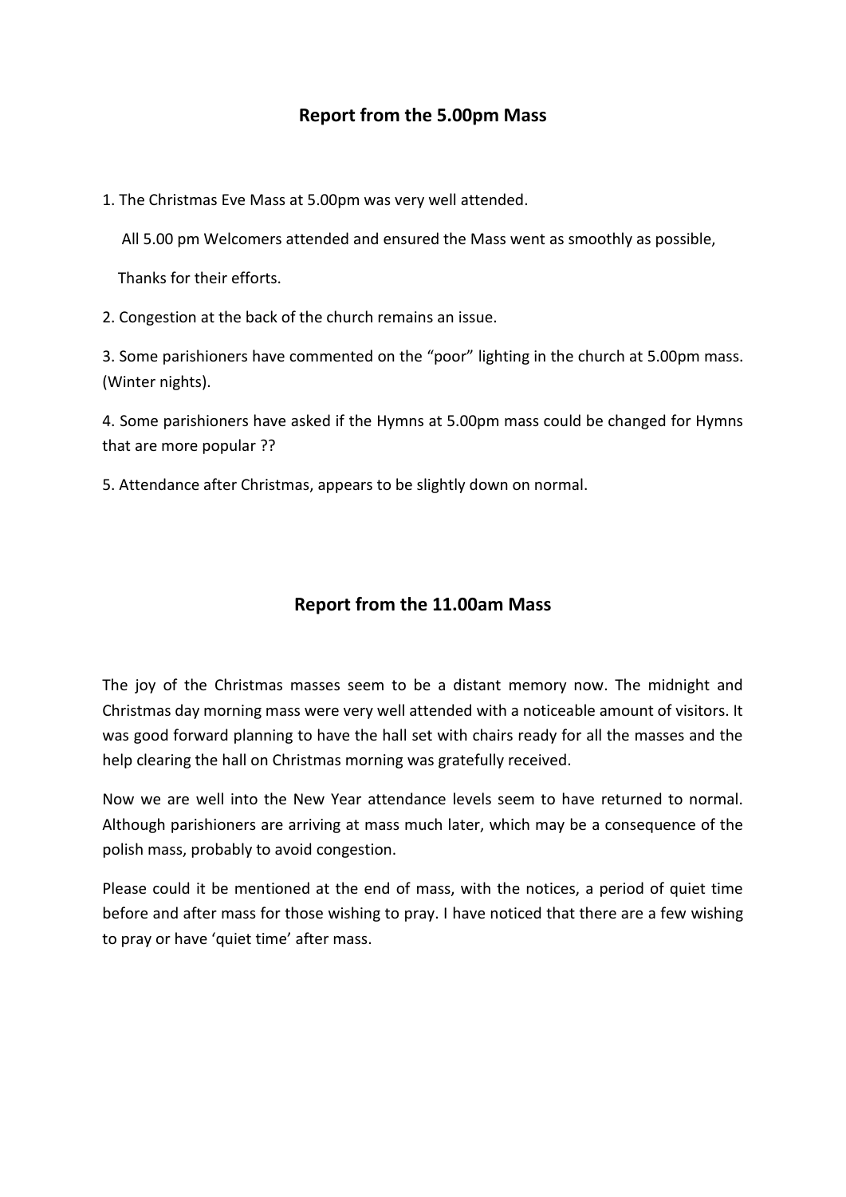## Report from the 5.00pm Mass

1. The Christmas Eve Mass at 5.00pm was very well attended.

   All 5.00 pm Welcomers attended and ensured the Mass went as smoothly as possible,

   Thanks for their efforts.

2. Congestion at the back of the church remains an issue.

3. Some parishioners have commented on the “poor” lighting in the church at 5.00pm mass. (Winter nights).

4. Some parishioners have asked if the Hymns at 5.00pm mass could be changed for Hymns that are more popular ??

5. Attendance after Christmas, appears to be slightly down on normal.

## Report from the 11.00am Mass

The joy of the Christmas masses seem to be a distant memory now. The midnight and Christmas day morning mass were very well attended with a noticeable amount of visitors. It was good forward planning to have the hall set with chairs ready for all the masses and the help clearing the hall on Christmas morning was gratefully received.

Now we are well into the New Year attendance levels seem to have returned to normal. Although parishioners are arriving at mass much later, which may be a consequence of the polish mass, probably to avoid congestion.

Please could it be mentioned at the end of mass, with the notices, a period of quiet time before and after mass for those wishing to pray. I have noticed that there are a few wishing to pray or have ‘quiet time’ after mass.